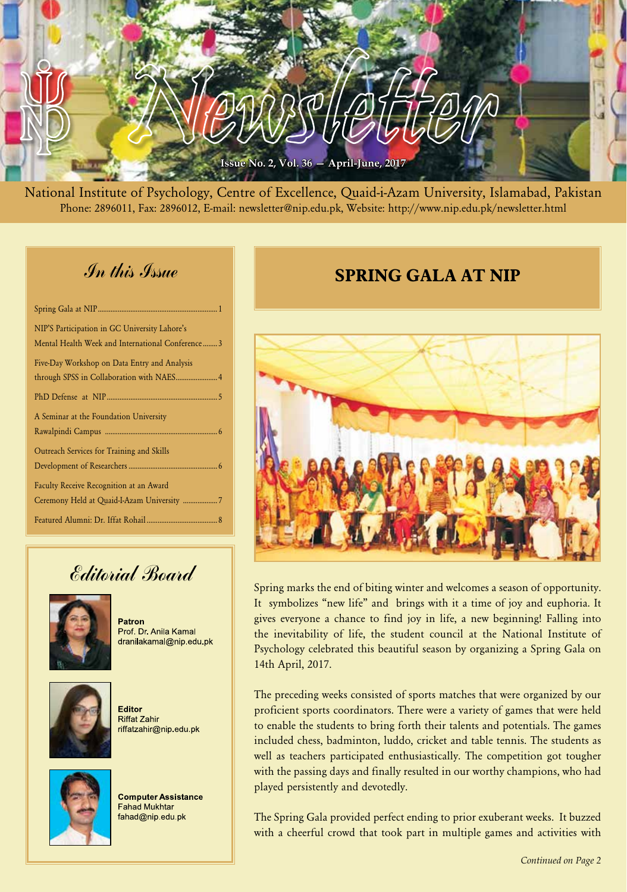# Newsletter

**Issue No. 2, Vol. 36 — April-June, 2017**

National Institute of Psychology, Centre of Excellence, Quaid-i-Azam University, Islamabad, Pakistan
Phone: 2896011, Fax: 2896012, E-mail: newsletter@nip.edu.pk, Website: http://www.nip.edu.pk/newsletter.html

## In this Issue

- Spring Gala at NIP ........ 1
- NIP'S Participation in GC University Lahore's Mental Health Week and International Conference ........ 3
- Five-Day Workshop on Data Entry and Analysis through SPSS in Collaboration with NAES ........ 4
- PhD Defense at NIP ........ 5
- A Seminar at the Foundation University Rawalpindi Campus ........ 6
- Outreach Services for Training and Skills Development of Researchers ........ 6
- Faculty Receive Recognition at an Award Ceremony Held at Quaid-I-Azam University ........ 7
- Featured Alumni: Dr. Iffat Rohail ........ 8

## Editorial Board

**Patron**
Prof. Dr. Anila Kamal
dranilakamal@nip.edu.pk

**Editor**
Riffat Zahir
riffatzahir@nip.edu.pk

**Computer Assistance**
Fahad Mukhtar
fahad@nip.edu.pk

## SPRING GALA AT NIP

Spring marks the end of biting winter and welcomes a season of opportunity. It symbolizes "new life" and brings with it a time of joy and euphoria. It gives everyone a chance to find joy in life, a new beginning! Falling into the inevitability of life, the student council at the National Institute of Psychology celebrated this beautiful season by organizing a Spring Gala on 14th April, 2017.

The preceding weeks consisted of sports matches that were organized by our proficient sports coordinators. There were a variety of games that were held to enable the students to bring forth their talents and potentials. The games included chess, badminton, luddo, cricket and table tennis. The students as well as teachers participated enthusiastically. The competition got tougher with the passing days and finally resulted in our worthy champions, who had played persistently and devotedly.

The Spring Gala provided perfect ending to prior exuberant weeks. It buzzed with a cheerful crowd that took part in multiple games and activities with

*Continued on Page 2*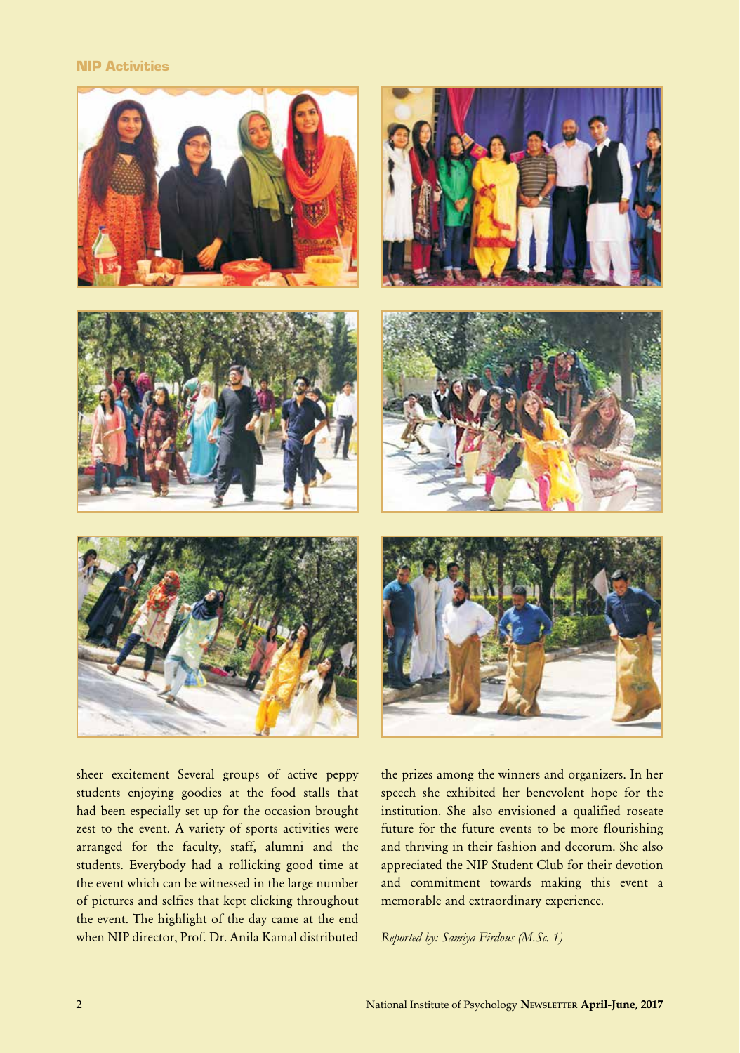**NIP Activities**

sheer excitement Several groups of active peppy students enjoying goodies at the food stalls that had been especially set up for the occasion brought zest to the event. A variety of sports activities were arranged for the faculty, staff, alumni and the students. Everybody had a rollicking good time at the event which can be witnessed in the large number of pictures and selfies that kept clicking throughout the event. The highlight of the day came at the end when NIP director, Prof. Dr. Anila Kamal distributed the prizes among the winners and organizers. In her speech she exhibited her benevolent hope for the institution. She also envisioned a qualified roseate future for the future events to be more flourishing and thriving in their fashion and decorum. She also appreciated the NIP Student Club for their devotion and commitment towards making this event a memorable and extraordinary experience.

*Reported by: Samiya Firdous (M.Sc. 1)*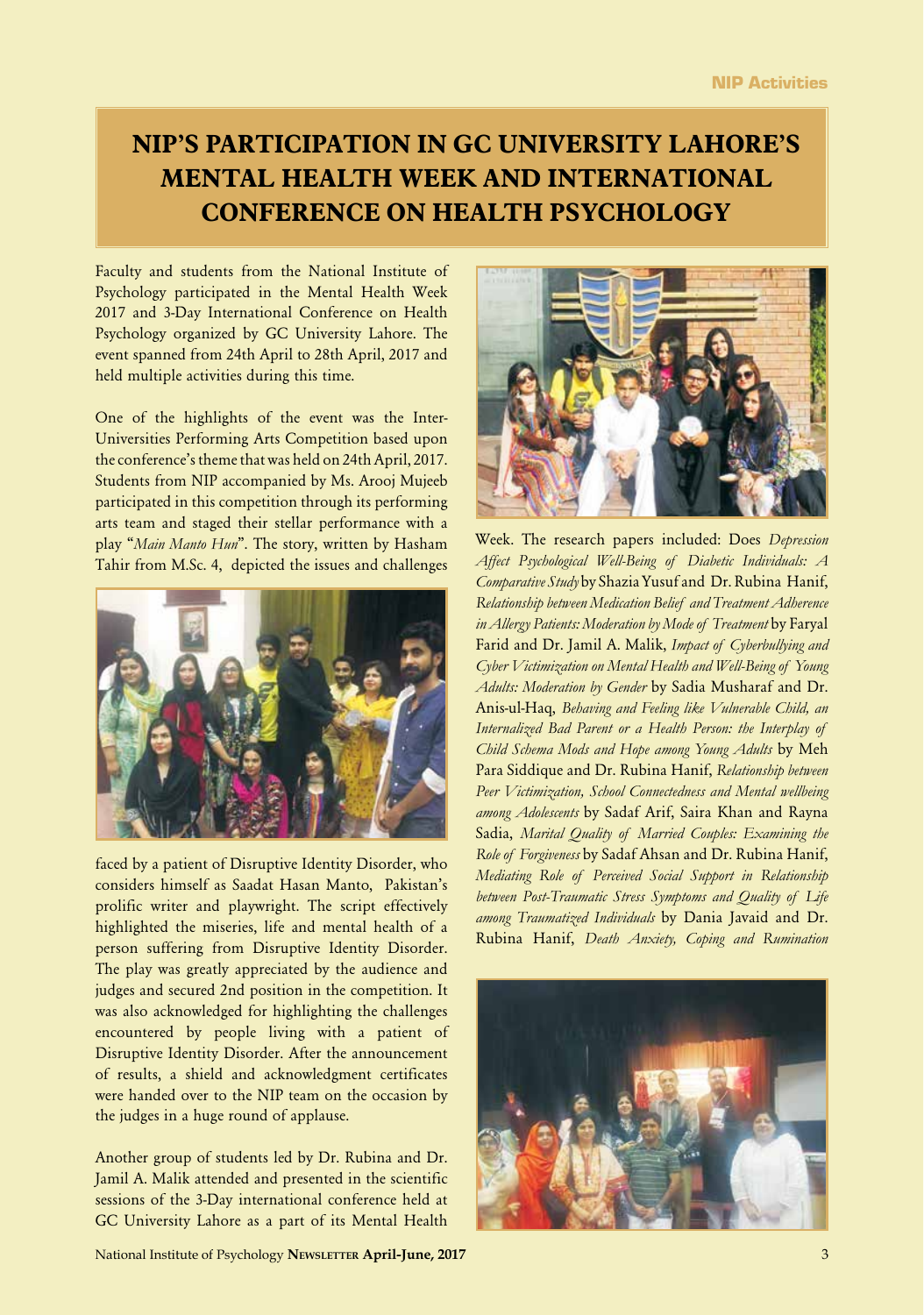# NIP'S PARTICIPATION IN GC UNIVERSITY LAHORE'S MENTAL HEALTH WEEK AND INTERNATIONAL CONFERENCE ON HEALTH PSYCHOLOGY

Faculty and students from the National Institute of Psychology participated in the Mental Health Week 2017 and 3-Day International Conference on Health Psychology organized by GC University Lahore. The event spanned from 24th April to 28th April, 2017 and held multiple activities during this time.

One of the highlights of the event was the Inter-Universities Performing Arts Competition based upon the conference's theme that was held on 24th April, 2017. Students from NIP accompanied by Ms. Arooj Mujeeb participated in this competition through its performing arts team and staged their stellar performance with a play "*Main Manto Hun*". The story, written by Hasham Tahir from M.Sc. 4, depicted the issues and challenges faced by a patient of Disruptive Identity Disorder, who considers himself as Saadat Hasan Manto, Pakistan's prolific writer and playwright. The script effectively highlighted the miseries, life and mental health of a person suffering from Disruptive Identity Disorder. The play was greatly appreciated by the audience and judges and secured 2nd position in the competition. It was also acknowledged for highlighting the challenges encountered by people living with a patient of Disruptive Identity Disorder. After the announcement of results, a shield and acknowledgment certificates were handed over to the NIP team on the occasion by the judges in a huge round of applause.

Another group of students led by Dr. Rubina and Dr. Jamil A. Malik attended and presented in the scientific sessions of the 3-Day international conference held at GC University Lahore as a part of its Mental Health Week. The research papers included: Does *Depression Affect Psychological Well-Being of Diabetic Individuals: A Comparative Study* by Shazia Yusuf and Dr. Rubina Hanif, *Relationship between Medication Belief and Treatment Adherence in Allergy Patients: Moderation by Mode of Treatment* by Faryal Farid and Dr. Jamil A. Malik, *Impact of Cyberbullying and Cyber Victimization on Mental Health and Well-Being of Young Adults: Moderation by Gender* by Sadia Musharaf and Dr. Anis-ul-Haq, *Behaving and Feeling like Vulnerable Child, an Internalized Bad Parent or a Health Person: the Interplay of Child Schema Mods and Hope among Young Adults* by Meh Para Siddique and Dr. Rubina Hanif, *Relationship between Peer Victimization, School Connectedness and Mental wellbeing among Adolescents* by Sadaf Arif, Saira Khan and Rayna Sadia, *Marital Quality of Married Couples: Examining the Role of Forgiveness* by Sadaf Ahsan and Dr. Rubina Hanif, *Mediating Role of Perceived Social Support in Relationship between Post-Traumatic Stress Symptoms and Quality of Life among Traumatized Individuals* by Dania Javaid and Dr. Rubina Hanif, *Death Anxiety, Coping and Rumination*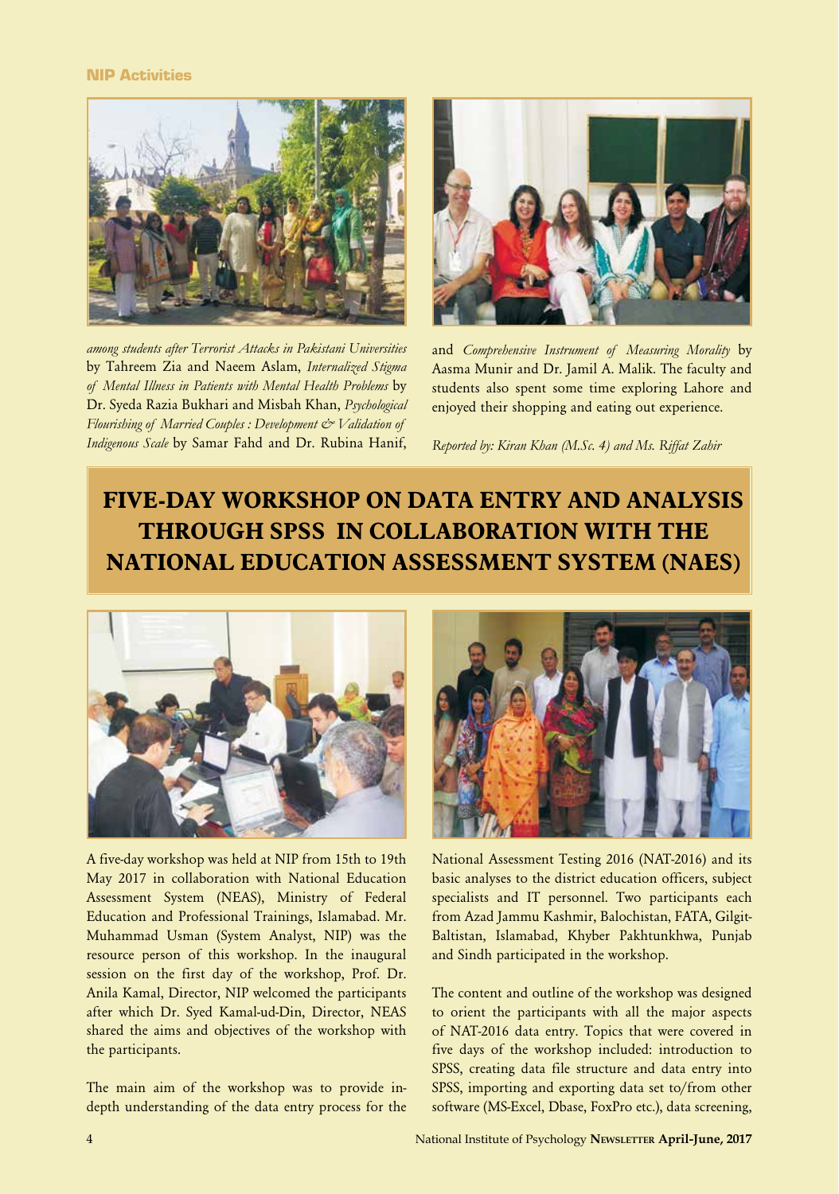*among students after Terrorist Attacks in Pakistani Universities* by Tahreem Zia and Naeem Aslam, *Internalized Stigma of Mental Illness in Patients with Mental Health Problems* by Dr. Syeda Razia Bukhari and Misbah Khan, *Psychological Flourishing of Married Couples : Development & Validation of Indigenous Scale* by Samar Fahd and Dr. Rubina Hanif, and *Comprehensive Instrument of Measuring Morality* by Aasma Munir and Dr. Jamil A. Malik. The faculty and students also spent some time exploring Lahore and enjoyed their shopping and eating out experience.

*Reported by: Kiran Khan (M.Sc. 4) and Ms. Riffat Zahir*

## FIVE-DAY WORKSHOP ON DATA ENTRY AND ANALYSIS THROUGH SPSS IN COLLABORATION WITH THE NATIONAL EDUCATION ASSESSMENT SYSTEM (NAES)

A five-day workshop was held at NIP from 15th to 19th May 2017 in collaboration with National Education Assessment System (NEAS), Ministry of Federal Education and Professional Trainings, Islamabad. Mr. Muhammad Usman (System Analyst, NIP) was the resource person of this workshop. In the inaugural session on the first day of the workshop, Prof. Dr. Anila Kamal, Director, NIP welcomed the participants after which Dr. Syed Kamal-ud-Din, Director, NEAS shared the aims and objectives of the workshop with the participants.

The main aim of the workshop was to provide in-depth understanding of the data entry process for the National Assessment Testing 2016 (NAT-2016) and its basic analyses to the district education officers, subject specialists and IT personnel. Two participants each from Azad Jammu Kashmir, Balochistan, FATA, Gilgit-Baltistan, Islamabad, Khyber Pakhtunkhwa, Punjab and Sindh participated in the workshop.

The content and outline of the workshop was designed to orient the participants with all the major aspects of NAT-2016 data entry. Topics that were covered in five days of the workshop included: introduction to SPSS, creating data file structure and data entry into SPSS, importing and exporting data set to/from other software (MS-Excel, Dbase, FoxPro etc.), data screening,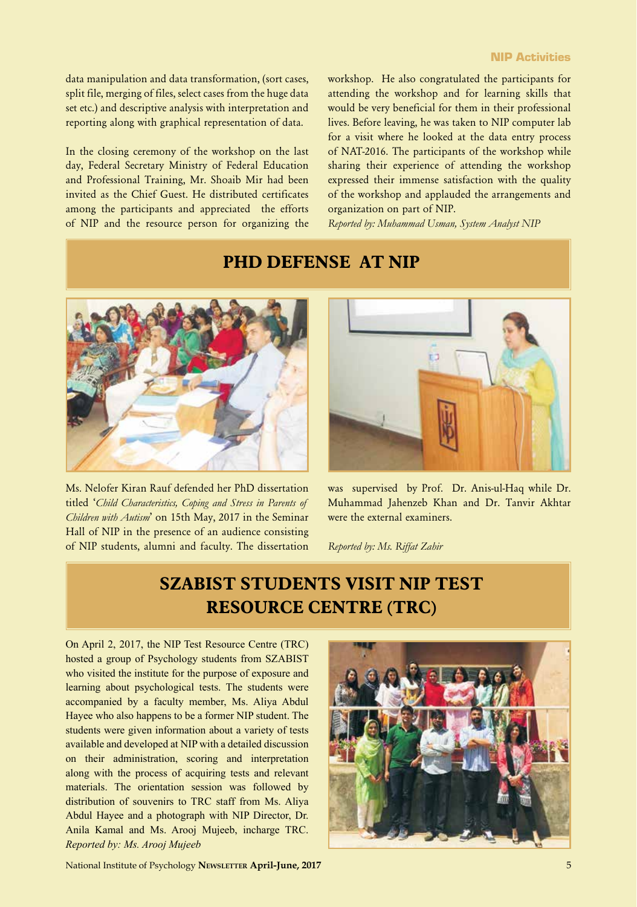data manipulation and data transformation, (sort cases, split file, merging of files, select cases from the huge data set etc.) and descriptive analysis with interpretation and reporting along with graphical representation of data.

In the closing ceremony of the workshop on the last day, Federal Secretary Ministry of Federal Education and Professional Training, Mr. Shoaib Mir had been invited as the Chief Guest. He distributed certificates among the participants and appreciated the efforts of NIP and the resource person for organizing the workshop. He also congratulated the participants for attending the workshop and for learning skills that would be very beneficial for them in their professional lives. Before leaving, he was taken to NIP computer lab for a visit where he looked at the data entry process of NAT-2016. The participants of the workshop while sharing their experience of attending the workshop expressed their immense satisfaction with the quality of the workshop and applauded the arrangements and organization on part of NIP.

*Reported by: Muhammad Usman, System Analyst NIP*

## PHD DEFENSE AT NIP

Ms. Nelofer Kiran Rauf defended her PhD dissertation titled '*Child Characteristics, Coping and Stress in Parents of Children with Autism*' on 15th May, 2017 in the Seminar Hall of NIP in the presence of an audience consisting of NIP students, alumni and faculty. The dissertation was supervised by Prof. Dr. Anis-ul-Haq while Dr. Muhammad Jahenzeb Khan and Dr. Tanvir Akhtar were the external examiners.

*Reported by: Ms. Riffat Zahir*

## SZABIST STUDENTS VISIT NIP TEST RESOURCE CENTRE (TRC)

On April 2, 2017, the NIP Test Resource Centre (TRC) hosted a group of Psychology students from SZABIST who visited the institute for the purpose of exposure and learning about psychological tests. The students were accompanied by a faculty member, Ms. Aliya Abdul Hayee who also happens to be a former NIP student. The students were given information about a variety of tests available and developed at NIP with a detailed discussion on their administration, scoring and interpretation along with the process of acquiring tests and relevant materials. The orientation session was followed by distribution of souvenirs to TRC staff from Ms. Aliya Abdul Hayee and a photograph with NIP Director, Dr. Anila Kamal and Ms. Arooj Mujeeb, incharge TRC.

*Reported by: Ms. Arooj Mujeeb*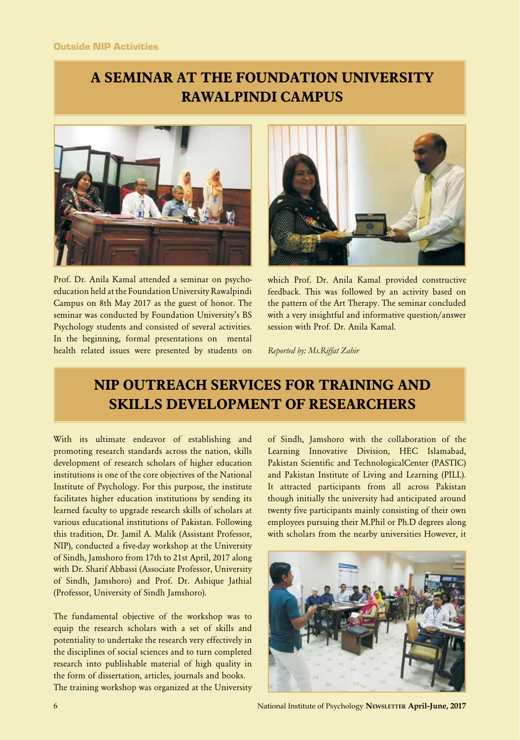**Outside NIP Activities**

# A SEMINAR AT THE FOUNDATION UNIVERSITY RAWALPINDI CAMPUS

Prof. Dr. Anila Kamal attended a seminar on psycho-education held at the Foundation University Rawalpindi Campus on 8th May 2017 as the guest of honor. The seminar was conducted by Foundation University's BS Psychology students and consisted of several activities. In the beginning, formal presentations on mental health related issues were presented by students on which Prof. Dr. Anila Kamal provided constructive feedback. This was followed by an activity based on the pattern of the Art Therapy. The seminar concluded with a very insightful and informative question/answer session with Prof. Dr. Anila Kamal.

*Reported by: Ms.Riffat Zahir*

# NIP OUTREACH SERVICES FOR TRAINING AND SKILLS DEVELOPMENT OF RESEARCHERS

With its ultimate endeavor of establishing and promoting research standards across the nation, skills development of research scholars of higher education institutions is one of the core objectives of the National Institute of Psychology. For this purpose, the institute facilitates higher education institutions by sending its learned faculty to upgrade research skills of scholars at various educational institutions of Pakistan. Following this tradition, Dr. Jamil A. Malik (Assistant Professor, NIP), conducted a five-day workshop at the University of Sindh, Jamshoro from 17th to 21st April, 2017 along with Dr. Sharif Abbassi (Associate Professor, University of Sindh, Jamshoro) and Prof. Dr. Ashique Jathial (Professor, University of Sindh Jamshoro).

The fundamental objective of the workshop was to equip the research scholars with a set of skills and potentiality to undertake the research very effectively in the disciplines of social sciences and to turn completed research into publishable material of high quality in the form of dissertation, articles, journals and books.
The training workshop was organized at the University of Sindh, Jamshoro with the collaboration of the Learning Innovative Division, HEC Islamabad, Pakistan Scientific and TechnologicalCenter (PASTIC) and Pakistan Institute of Living and Learning (PILL). It attracted participants from all across Pakistan though initially the university had anticipated around twenty five participants mainly consisting of their own employees pursuing their M.Phil or Ph.D degrees along with scholars from the nearby universities However, it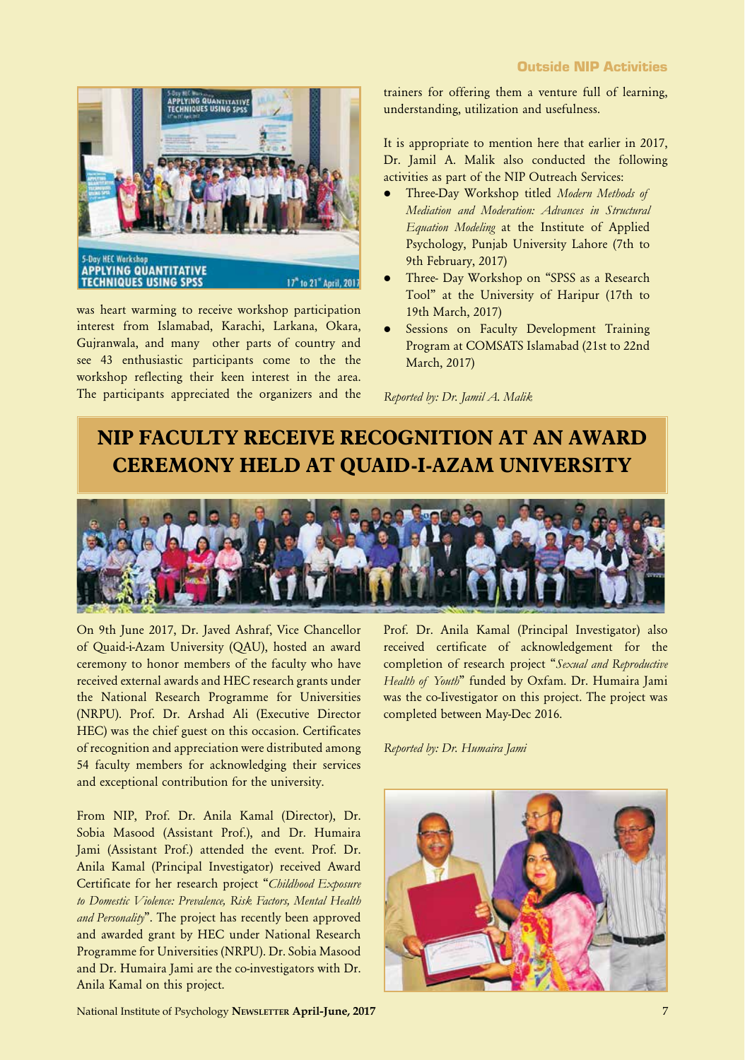was heart warming to receive workshop participation interest from Islamabad, Karachi, Larkana, Okara, Gujranwala, and many other parts of country and see 43 enthusiastic participants come to the workshop reflecting their keen interest in the area. The participants appreciated the organizers and the trainers for offering them a venture full of learning, understanding, utilization and usefulness.

It is appropriate to mention here that earlier in 2017, Dr. Jamil A. Malik also conducted the following activities as part of the NIP Outreach Services:

- Three-Day Workshop titled *Modern Methods of Mediation and Moderation: Advances in Structural Equation Modeling* at the Institute of Applied Psychology, Punjab University Lahore (7th to 9th February, 2017)
- Three- Day Workshop on "SPSS as a Research Tool" at the University of Haripur (17th to 19th March, 2017)
- Sessions on Faculty Development Training Program at COMSATS Islamabad (21st to 22nd March, 2017)

*Reported by: Dr. Jamil A. Malik*

## NIP FACULTY RECEIVE RECOGNITION AT AN AWARD CEREMONY HELD AT QUAID-I-AZAM UNIVERSITY

On 9th June 2017, Dr. Javed Ashraf, Vice Chancellor of Quaid-i-Azam University (QAU), hosted an award ceremony to honor members of the faculty who have received external awards and HEC research grants under the National Research Programme for Universities (NRPU). Prof. Dr. Arshad Ali (Executive Director HEC) was the chief guest on this occasion. Certificates of recognition and appreciation were distributed among 54 faculty members for acknowledging their services and exceptional contribution for the university.

From NIP, Prof. Dr. Anila Kamal (Director), Dr. Sobia Masood (Assistant Prof.), and Dr. Humaira Jami (Assistant Prof.) attended the event. Prof. Dr. Anila Kamal (Principal Investigator) received Award Certificate for her research project "*Childhood Exposure to Domestic Violence: Prevalence, Risk Factors, Mental Health and Personality*". The project has recently been approved and awarded grant by HEC under National Research Programme for Universities (NRPU). Dr. Sobia Masood and Dr. Humaira Jami are the co-investigators with Dr. Anila Kamal on this project.

Prof. Dr. Anila Kamal (Principal Investigator) also received certificate of acknowledgement for the completion of research project "*Sexual and Reproductive Health of Youth*" funded by Oxfam. Dr. Humaira Jami was the co-Iivestigator on this project. The project was completed between May-Dec 2016.

*Reported by: Dr. Humaira Jami*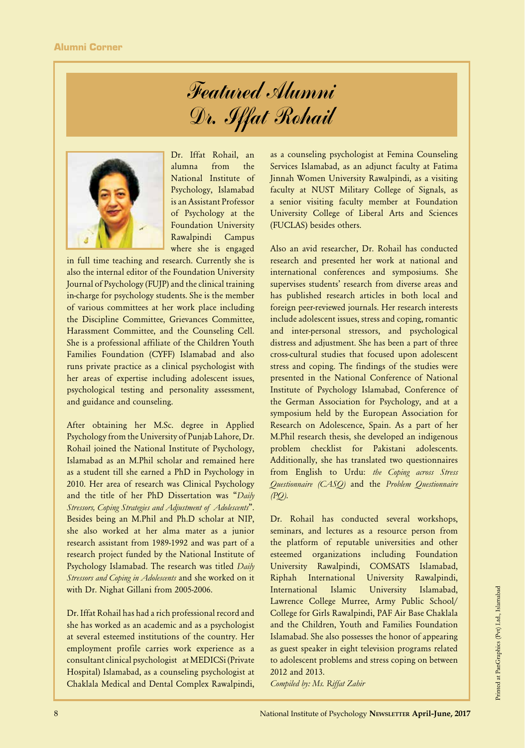Alumni Corner

# Featured Alumni
# Dr. Iffat Rohail

Dr. Iffat Rohail, an alumna from the National Institute of Psychology, Islamabad is an Assistant Professor of Psychology at the Foundation University Rawalpindi Campus where she is engaged in full time teaching and research. Currently she is also the internal editor of the Foundation University Journal of Psychology (FUJP) and the clinical training in-charge for psychology students. She is the member of various committees at her work place including the Discipline Committee, Grievances Committee, Harassment Committee, and the Counseling Cell. She is a professional affiliate of the Children Youth Families Foundation (CYFF) Islamabad and also runs private practice as a clinical psychologist with her areas of expertise including adolescent issues, psychological testing and personality assessment, and guidance and counseling.

After obtaining her M.Sc. degree in Applied Psychology from the University of Punjab Lahore, Dr. Rohail joined the National Institute of Psychology, Islamabad as an M.Phil scholar and remained here as a student till she earned a PhD in Psychology in 2010. Her area of research was Clinical Psychology and the title of her PhD Dissertation was "*Daily Stressors, Coping Strategies and Adjustment of Adolescents*". Besides being an M.Phil and Ph.D scholar at NIP, she also worked at her alma mater as a junior research assistant from 1989-1992 and was part of a research project funded by the National Institute of Psychology Islamabad. The research was titled *Daily Stressors and Coping in Adolescents* and she worked on it with Dr. Nighat Gillani from 2005-2006.

Dr. Iffat Rohail has had a rich professional record and she has worked as an academic and as a psychologist at several esteemed institutions of the country. Her employment profile carries work experience as a consultant clinical psychologist at MEDICSi (Private Hospital) Islamabad, as a counseling psychologist at Chaklala Medical and Dental Complex Rawalpindi, as a counseling psychologist at Femina Counseling Services Islamabad, as an adjunct faculty at Fatima Jinnah Women University Rawalpindi, as a visiting faculty at NUST Military College of Signals, as a senior visiting faculty member at Foundation University College of Liberal Arts and Sciences (FUCLAS) besides others.

Also an avid researcher, Dr. Rohail has conducted research and presented her work at national and international conferences and symposiums. She supervises students' research from diverse areas and has published research articles in both local and foreign peer-reviewed journals. Her research interests include adolescent issues, stress and coping, romantic and inter-personal stressors, and psychological distress and adjustment. She has been a part of three cross-cultural studies that focused upon adolescent stress and coping. The findings of the studies were presented in the National Conference of National Institute of Psychology Islamabad, Conference of the German Association for Psychology, and at a symposium held by the European Association for Research on Adolescence, Spain. As a part of her M.Phil research thesis, she developed an indigenous problem checklist for Pakistani adolescents. Additionally, she has translated two questionnaires from English to Urdu: *the Coping across Stress Questionnaire (CASQ)* and the *Problem Questionnaire (PQ)*.

Dr. Rohail has conducted several workshops, seminars, and lectures as a resource person from the platform of reputable universities and other esteemed organizations including Foundation University Rawalpindi, COMSATS Islamabad, Riphah International University Rawalpindi, International Islamic University Islamabad, Lawrence College Murree, Army Public School/ College for Girls Rawalpindi, PAF Air Base Chaklala and the Children, Youth and Families Foundation Islamabad. She also possesses the honor of appearing as guest speaker in eight television programs related to adolescent problems and stress coping on between 2012 and 2013.

*Compiled by: Ms. Riffat Zahir*

Printed at PanGraphics (Pvt) Ltd., Islamabad